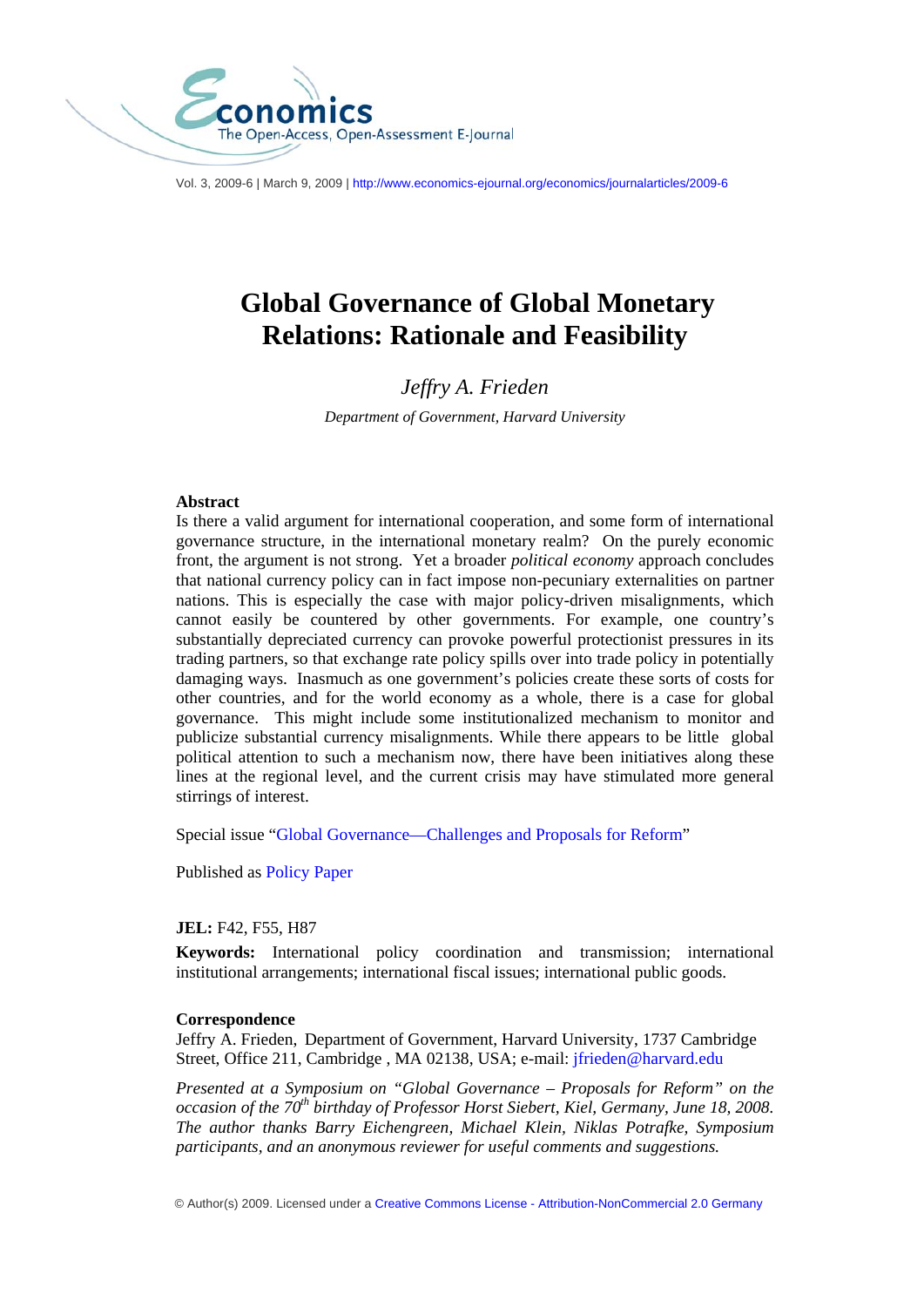Vol. 3, 2009-6 | March 9, 2009 | http://www.economics-ejournal.org/economics/journalarticles/2009-6

# Global Governance of Global Monetary Relations: Rationale and Feasibility

*Jeffry A. Frieden*

*Department of Government, Harvard University*

**Abstract**

Is there a valid argument for international cooperation, and some form of international governance structure, in the international monetary realm? On the purely economic front, the argument is not strong. Yet a broader *political economy* approach concludes that national currency policy can in fact impose non-pecuniary externalities on partner nations. This is especially the case with major policy-driven misalignments, which cannot easily be countered by other governments. For example, one country's substantially depreciated currency can provoke powerful protectionist pressures in its trading partners, so that exchange rate policy spills over into trade policy in potentially damaging ways. Inasmuch as one government's policies create these sorts of costs for other countries, and for the world economy as a whole, there is a case for global governance. This might include some institutionalized mechanism to monitor and publicize substantial currency misalignments. While there appears to be little global political attention to such a mechanism now, there have been initiatives along these lines at the regional level, and the current crisis may have stimulated more general stirrings of interest.

Special issue "Global Governance—Challenges and Proposals for Reform"

Published as Policy Paper

**JEL:** F42, F55, H87

**Keywords:** International policy coordination and transmission; international institutional arrangements; international fiscal issues; international public goods.

**Correspondence**

Jeffry A. Frieden, Department of Government, Harvard University, 1737 Cambridge Street, Office 211, Cambridge , MA 02138, USA; e-mail: jfrieden@harvard.edu

*Presented at a Symposium on "Global Governance – Proposals for Reform" on the occasion of the 70th birthday of Professor Horst Siebert, Kiel, Germany, June 18, 2008. The author thanks Barry Eichengreen, Michael Klein, Niklas Potrafke, Symposium participants, and an anonymous reviewer for useful comments and suggestions.*

© Author(s) 2009. Licensed under a Creative Commons License - Attribution-NonCommercial 2.0 Germany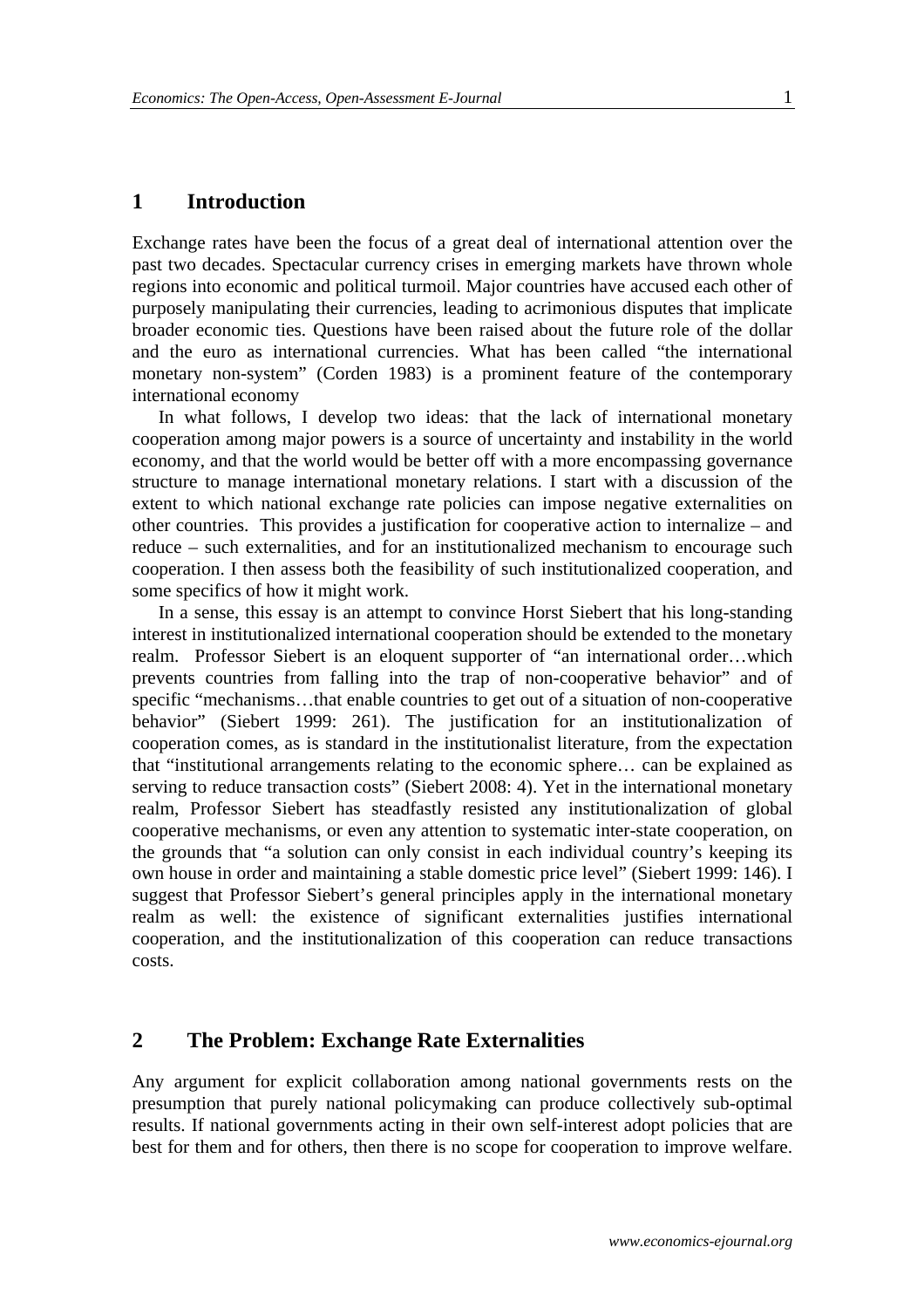## 1 Introduction

Exchange rates have been the focus of a great deal of international attention over the past two decades. Spectacular currency crises in emerging markets have thrown whole regions into economic and political turmoil. Major countries have accused each other of purposely manipulating their currencies, leading to acrimonious disputes that implicate broader economic ties. Questions have been raised about the future role of the dollar and the euro as international currencies. What has been called "the international monetary non-system" (Corden 1983) is a prominent feature of the contemporary international economy

In what follows, I develop two ideas: that the lack of international monetary cooperation among major powers is a source of uncertainty and instability in the world economy, and that the world would be better off with a more encompassing governance structure to manage international monetary relations. I start with a discussion of the extent to which national exchange rate policies can impose negative externalities on other countries. This provides a justification for cooperative action to internalize – and reduce – such externalities, and for an institutionalized mechanism to encourage such cooperation. I then assess both the feasibility of such institutionalized cooperation, and some specifics of how it might work.

In a sense, this essay is an attempt to convince Horst Siebert that his long-standing interest in institutionalized international cooperation should be extended to the monetary realm. Professor Siebert is an eloquent supporter of "an international order…which prevents countries from falling into the trap of non-cooperative behavior" and of specific "mechanisms…that enable countries to get out of a situation of non-cooperative behavior" (Siebert 1999: 261). The justification for an institutionalization of cooperation comes, as is standard in the institutionalist literature, from the expectation that "institutional arrangements relating to the economic sphere… can be explained as serving to reduce transaction costs" (Siebert 2008: 4). Yet in the international monetary realm, Professor Siebert has steadfastly resisted any institutionalization of global cooperative mechanisms, or even any attention to systematic inter-state cooperation, on the grounds that "a solution can only consist in each individual country's keeping its own house in order and maintaining a stable domestic price level" (Siebert 1999: 146). I suggest that Professor Siebert's general principles apply in the international monetary realm as well: the existence of significant externalities justifies international cooperation, and the institutionalization of this cooperation can reduce transactions costs.

## 2 The Problem: Exchange Rate Externalities

Any argument for explicit collaboration among national governments rests on the presumption that purely national policymaking can produce collectively sub-optimal results. If national governments acting in their own self-interest adopt policies that are best for them and for others, then there is no scope for cooperation to improve welfare.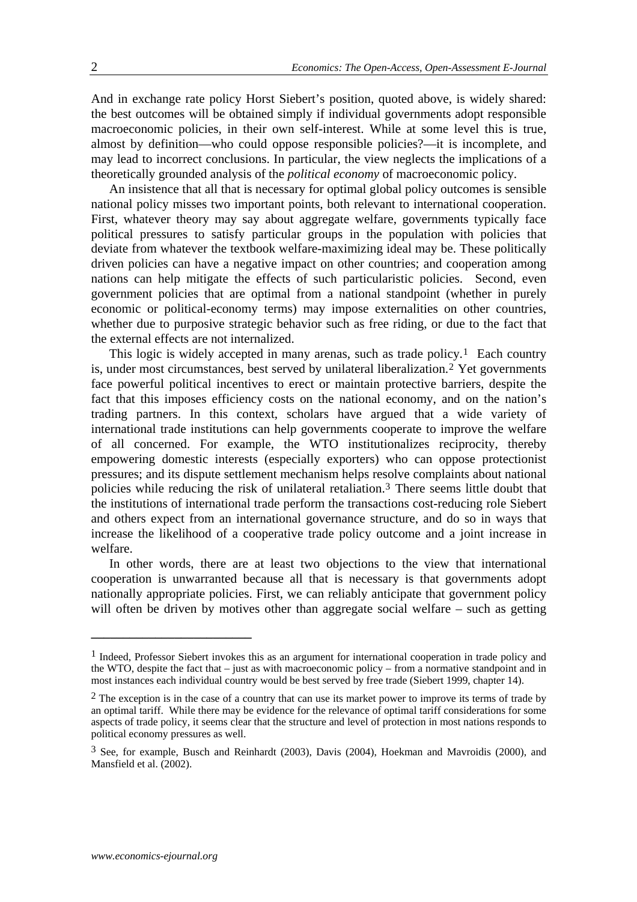And in exchange rate policy Horst Siebert's position, quoted above, is widely shared: the best outcomes will be obtained simply if individual governments adopt responsible macroeconomic policies, in their own self-interest. While at some level this is true, almost by definition—who could oppose responsible policies?—it is incomplete, and may lead to incorrect conclusions. In particular, the view neglects the implications of a theoretically grounded analysis of the *political economy* of macroeconomic policy.

An insistence that all that is necessary for optimal global policy outcomes is sensible national policy misses two important points, both relevant to international cooperation. First, whatever theory may say about aggregate welfare, governments typically face political pressures to satisfy particular groups in the population with policies that deviate from whatever the textbook welfare-maximizing ideal may be. These politically driven policies can have a negative impact on other countries; and cooperation among nations can help mitigate the effects of such particularistic policies. Second, even government policies that are optimal from a national standpoint (whether in purely economic or political-economy terms) may impose externalities on other countries, whether due to purposive strategic behavior such as free riding, or due to the fact that the external effects are not internalized.

This logic is widely accepted in many arenas, such as trade policy.[1] Each country is, under most circumstances, best served by unilateral liberalization.[2] Yet governments face powerful political incentives to erect or maintain protective barriers, despite the fact that this imposes efficiency costs on the national economy, and on the nation's trading partners. In this context, scholars have argued that a wide variety of international trade institutions can help governments cooperate to improve the welfare of all concerned. For example, the WTO institutionalizes reciprocity, thereby empowering domestic interests (especially exporters) who can oppose protectionist pressures; and its dispute settlement mechanism helps resolve complaints about national policies while reducing the risk of unilateral retaliation.[3] There seems little doubt that the institutions of international trade perform the transactions cost-reducing role Siebert and others expect from an international governance structure, and do so in ways that increase the likelihood of a cooperative trade policy outcome and a joint increase in welfare.

In other words, there are at least two objections to the view that international cooperation is unwarranted because all that is necessary is that governments adopt nationally appropriate policies. First, we can reliably anticipate that government policy will often be driven by motives other than aggregate social welfare – such as getting

---

[1] Indeed, Professor Siebert invokes this as an argument for international cooperation in trade policy and the WTO, despite the fact that – just as with macroeconomic policy – from a normative standpoint and in most instances each individual country would be best served by free trade (Siebert 1999, chapter 14).

[2] The exception is in the case of a country that can use its market power to improve its terms of trade by an optimal tariff. While there may be evidence for the relevance of optimal tariff considerations for some aspects of trade policy, it seems clear that the structure and level of protection in most nations responds to political economy pressures as well.

[3] See, for example, Busch and Reinhardt (2003), Davis (2004), Hoekman and Mavroidis (2000), and Mansfield et al. (2002).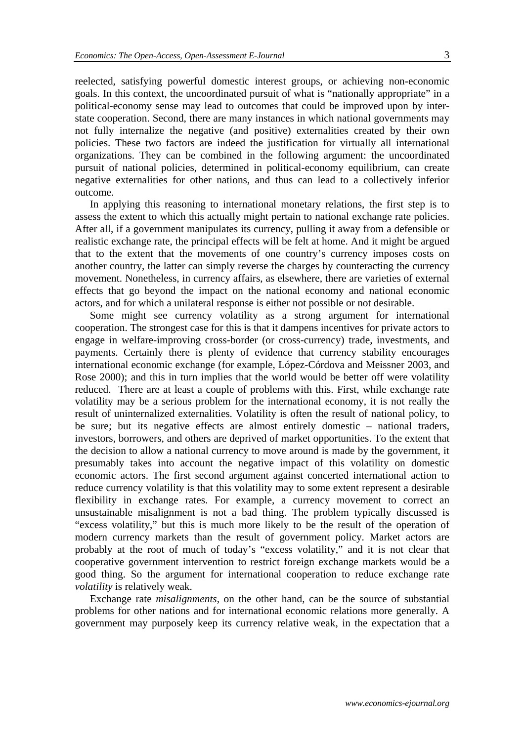reelected, satisfying powerful domestic interest groups, or achieving non-economic goals. In this context, the uncoordinated pursuit of what is "nationally appropriate" in a political-economy sense may lead to outcomes that could be improved upon by inter-state cooperation. Second, there are many instances in which national governments may not fully internalize the negative (and positive) externalities created by their own policies. These two factors are indeed the justification for virtually all international organizations. They can be combined in the following argument: the uncoordinated pursuit of national policies, determined in political-economy equilibrium, can create negative externalities for other nations, and thus can lead to a collectively inferior outcome.

In applying this reasoning to international monetary relations, the first step is to assess the extent to which this actually might pertain to national exchange rate policies. After all, if a government manipulates its currency, pulling it away from a defensible or realistic exchange rate, the principal effects will be felt at home. And it might be argued that to the extent that the movements of one country's currency imposes costs on another country, the latter can simply reverse the charges by counteracting the currency movement. Nonetheless, in currency affairs, as elsewhere, there are varieties of external effects that go beyond the impact on the national economy and national economic actors, and for which a unilateral response is either not possible or not desirable.

Some might see currency volatility as a strong argument for international cooperation. The strongest case for this is that it dampens incentives for private actors to engage in welfare-improving cross-border (or cross-currency) trade, investments, and payments. Certainly there is plenty of evidence that currency stability encourages international economic exchange (for example, López-Córdova and Meissner 2003, and Rose 2000); and this in turn implies that the world would be better off were volatility reduced. There are at least a couple of problems with this. First, while exchange rate volatility may be a serious problem for the international economy, it is not really the result of uninternalized externalities. Volatility is often the result of national policy, to be sure; but its negative effects are almost entirely domestic – national traders, investors, borrowers, and others are deprived of market opportunities. To the extent that the decision to allow a national currency to move around is made by the government, it presumably takes into account the negative impact of this volatility on domestic economic actors. The first second argument against concerted international action to reduce currency volatility is that this volatility may to some extent represent a desirable flexibility in exchange rates. For example, a currency movement to correct an unsustainable misalignment is not a bad thing. The problem typically discussed is "excess volatility," but this is much more likely to be the result of the operation of modern currency markets than the result of government policy. Market actors are probably at the root of much of today's "excess volatility," and it is not clear that cooperative government intervention to restrict foreign exchange markets would be a good thing. So the argument for international cooperation to reduce exchange rate *volatility* is relatively weak.

Exchange rate *misalignments*, on the other hand, can be the source of substantial problems for other nations and for international economic relations more generally. A government may purposely keep its currency relative weak, in the expectation that a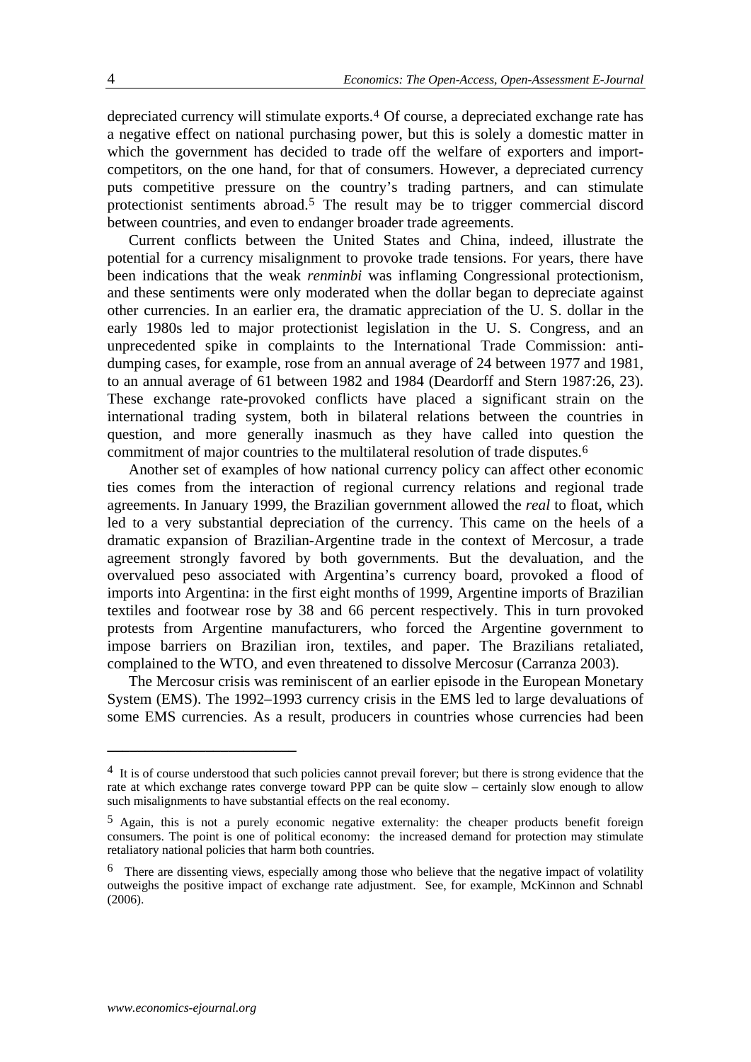depreciated currency will stimulate exports.[4] Of course, a depreciated exchange rate has a negative effect on national purchasing power, but this is solely a domestic matter in which the government has decided to trade off the welfare of exporters and import-competitors, on the one hand, for that of consumers. However, a depreciated currency puts competitive pressure on the country's trading partners, and can stimulate protectionist sentiments abroad.[5] The result may be to trigger commercial discord between countries, and even to endanger broader trade agreements.

Current conflicts between the United States and China, indeed, illustrate the potential for a currency misalignment to provoke trade tensions. For years, there have been indications that the weak *renminbi* was inflaming Congressional protectionism, and these sentiments were only moderated when the dollar began to depreciate against other currencies. In an earlier era, the dramatic appreciation of the U. S. dollar in the early 1980s led to major protectionist legislation in the U. S. Congress, and an unprecedented spike in complaints to the International Trade Commission: anti-dumping cases, for example, rose from an annual average of 24 between 1977 and 1981, to an annual average of 61 between 1982 and 1984 (Deardorff and Stern 1987:26, 23). These exchange rate-provoked conflicts have placed a significant strain on the international trading system, both in bilateral relations between the countries in question, and more generally inasmuch as they have called into question the commitment of major countries to the multilateral resolution of trade disputes.[6]

Another set of examples of how national currency policy can affect other economic ties comes from the interaction of regional currency relations and regional trade agreements. In January 1999, the Brazilian government allowed the *real* to float, which led to a very substantial depreciation of the currency. This came on the heels of a dramatic expansion of Brazilian-Argentine trade in the context of Mercosur, a trade agreement strongly favored by both governments. But the devaluation, and the overvalued peso associated with Argentina's currency board, provoked a flood of imports into Argentina: in the first eight months of 1999, Argentine imports of Brazilian textiles and footwear rose by 38 and 66 percent respectively. This in turn provoked protests from Argentine manufacturers, who forced the Argentine government to impose barriers on Brazilian iron, textiles, and paper. The Brazilians retaliated, complained to the WTO, and even threatened to dissolve Mercosur (Carranza 2003).

The Mercosur crisis was reminiscent of an earlier episode in the European Monetary System (EMS). The 1992–1993 currency crisis in the EMS led to large devaluations of some EMS currencies. As a result, producers in countries whose currencies had been

---

[4] It is of course understood that such policies cannot prevail forever; but there is strong evidence that the rate at which exchange rates converge toward PPP can be quite slow – certainly slow enough to allow such misalignments to have substantial effects on the real economy.

[5] Again, this is not a purely economic negative externality: the cheaper products benefit foreign consumers. The point is one of political economy: the increased demand for protection may stimulate retaliatory national policies that harm both countries.

[6] There are dissenting views, especially among those who believe that the negative impact of volatility outweighs the positive impact of exchange rate adjustment. See, for example, McKinnon and Schnabl (2006).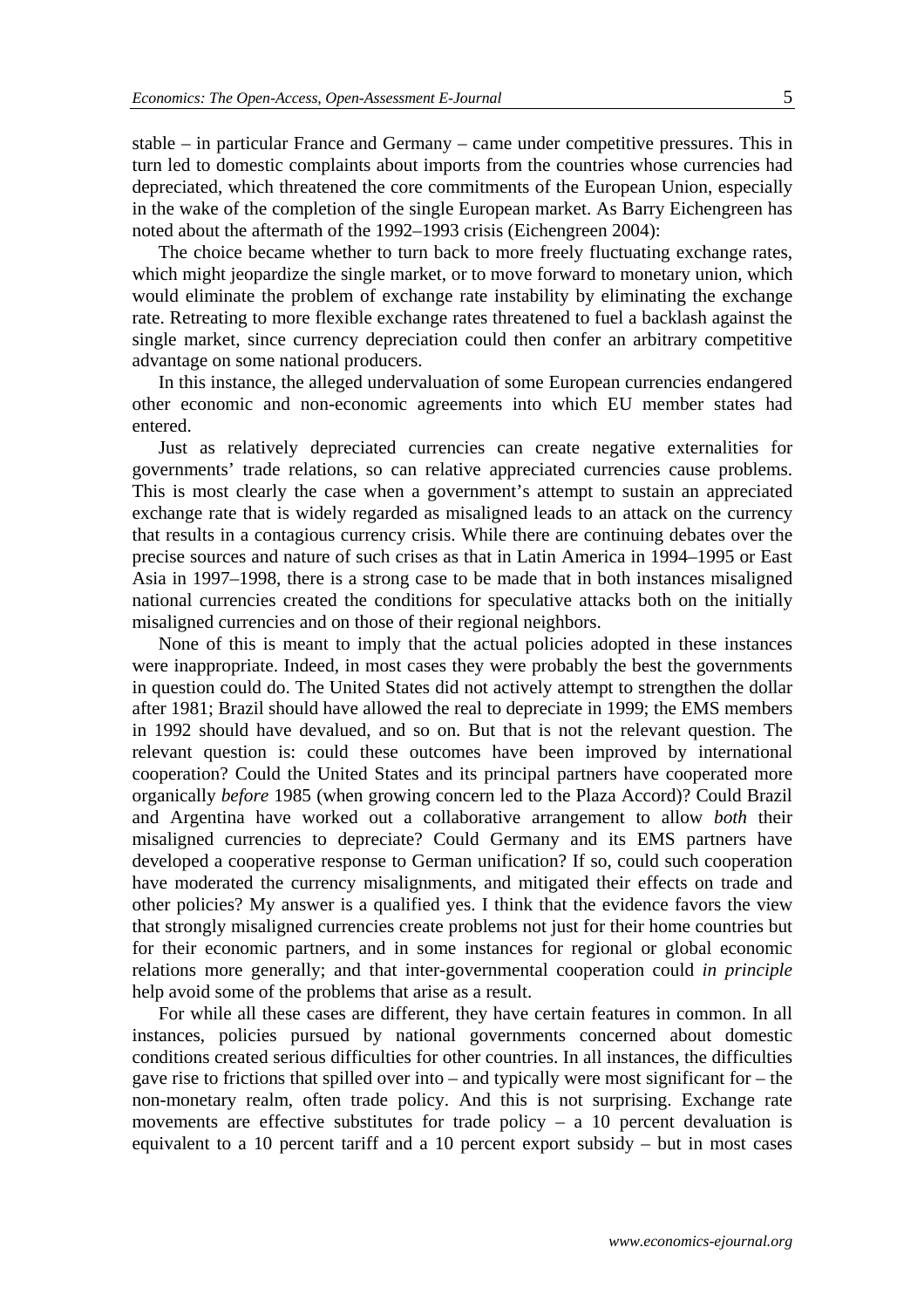stable – in particular France and Germany – came under competitive pressures. This in turn led to domestic complaints about imports from the countries whose currencies had depreciated, which threatened the core commitments of the European Union, especially in the wake of the completion of the single European market. As Barry Eichengreen has noted about the aftermath of the 1992–1993 crisis (Eichengreen 2004):

The choice became whether to turn back to more freely fluctuating exchange rates, which might jeopardize the single market, or to move forward to monetary union, which would eliminate the problem of exchange rate instability by eliminating the exchange rate. Retreating to more flexible exchange rates threatened to fuel a backlash against the single market, since currency depreciation could then confer an arbitrary competitive advantage on some national producers.

In this instance, the alleged undervaluation of some European currencies endangered other economic and non-economic agreements into which EU member states had entered.

Just as relatively depreciated currencies can create negative externalities for governments' trade relations, so can relative appreciated currencies cause problems. This is most clearly the case when a government's attempt to sustain an appreciated exchange rate that is widely regarded as misaligned leads to an attack on the currency that results in a contagious currency crisis. While there are continuing debates over the precise sources and nature of such crises as that in Latin America in 1994–1995 or East Asia in 1997–1998, there is a strong case to be made that in both instances misaligned national currencies created the conditions for speculative attacks both on the initially misaligned currencies and on those of their regional neighbors.

None of this is meant to imply that the actual policies adopted in these instances were inappropriate. Indeed, in most cases they were probably the best the governments in question could do. The United States did not actively attempt to strengthen the dollar after 1981; Brazil should have allowed the real to depreciate in 1999; the EMS members in 1992 should have devalued, and so on. But that is not the relevant question. The relevant question is: could these outcomes have been improved by international cooperation? Could the United States and its principal partners have cooperated more organically *before* 1985 (when growing concern led to the Plaza Accord)? Could Brazil and Argentina have worked out a collaborative arrangement to allow *both* their misaligned currencies to depreciate? Could Germany and its EMS partners have developed a cooperative response to German unification? If so, could such cooperation have moderated the currency misalignments, and mitigated their effects on trade and other policies? My answer is a qualified yes. I think that the evidence favors the view that strongly misaligned currencies create problems not just for their home countries but for their economic partners, and in some instances for regional or global economic relations more generally; and that inter-governmental cooperation could *in principle* help avoid some of the problems that arise as a result.

For while all these cases are different, they have certain features in common. In all instances, policies pursued by national governments concerned about domestic conditions created serious difficulties for other countries. In all instances, the difficulties gave rise to frictions that spilled over into – and typically were most significant for – the non-monetary realm, often trade policy. And this is not surprising. Exchange rate movements are effective substitutes for trade policy – a 10 percent devaluation is equivalent to a 10 percent tariff and a 10 percent export subsidy – but in most cases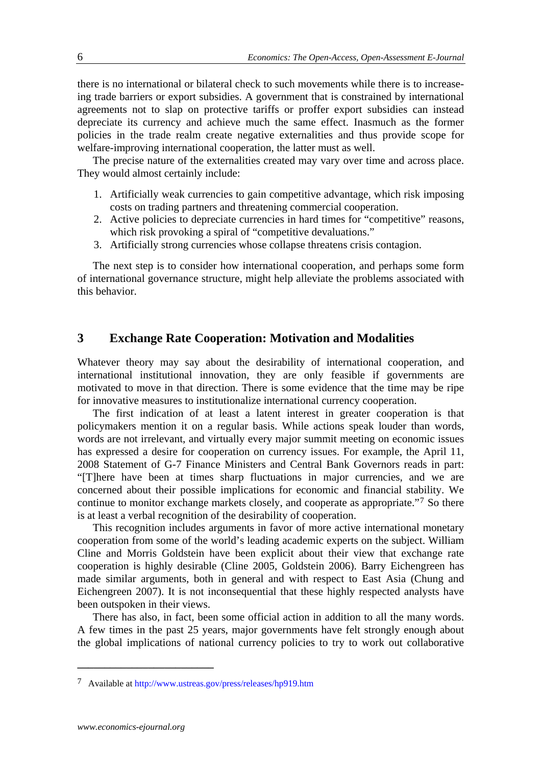there is no international or bilateral check to such movements while there is to increaseing trade barriers or export subsidies. A government that is constrained by international agreements not to slap on protective tariffs or proffer export subsidies can instead depreciate its currency and achieve much the same effect. Inasmuch as the former policies in the trade realm create negative externalities and thus provide scope for welfare-improving international cooperation, the latter must as well.

The precise nature of the externalities created may vary over time and across place. They would almost certainly include:

1. Artificially weak currencies to gain competitive advantage, which risk imposing costs on trading partners and threatening commercial cooperation.
2. Active policies to depreciate currencies in hard times for "competitive" reasons, which risk provoking a spiral of "competitive devaluations."
3. Artificially strong currencies whose collapse threatens crisis contagion.

The next step is to consider how international cooperation, and perhaps some form of international governance structure, might help alleviate the problems associated with this behavior.

## 3 Exchange Rate Cooperation: Motivation and Modalities

Whatever theory may say about the desirability of international cooperation, and international institutional innovation, they are only feasible if governments are motivated to move in that direction. There is some evidence that the time may be ripe for innovative measures to institutionalize international currency cooperation.

The first indication of at least a latent interest in greater cooperation is that policymakers mention it on a regular basis. While actions speak louder than words, words are not irrelevant, and virtually every major summit meeting on economic issues has expressed a desire for cooperation on currency issues. For example, the April 11, 2008 Statement of G-7 Finance Ministers and Central Bank Governors reads in part: "[T]here have been at times sharp fluctuations in major currencies, and we are concerned about their possible implications for economic and financial stability. We continue to monitor exchange markets closely, and cooperate as appropriate."[7] So there is at least a verbal recognition of the desirability of cooperation.

This recognition includes arguments in favor of more active international monetary cooperation from some of the world's leading academic experts on the subject. William Cline and Morris Goldstein have been explicit about their view that exchange rate cooperation is highly desirable (Cline 2005, Goldstein 2006). Barry Eichengreen has made similar arguments, both in general and with respect to East Asia (Chung and Eichengreen 2007). It is not inconsequential that these highly respected analysts have been outspoken in their views.

There has also, in fact, been some official action in addition to all the many words. A few times in the past 25 years, major governments have felt strongly enough about the global implications of national currency policies to try to work out collaborative

---

[7] Available at http://www.ustreas.gov/press/releases/hp919.htm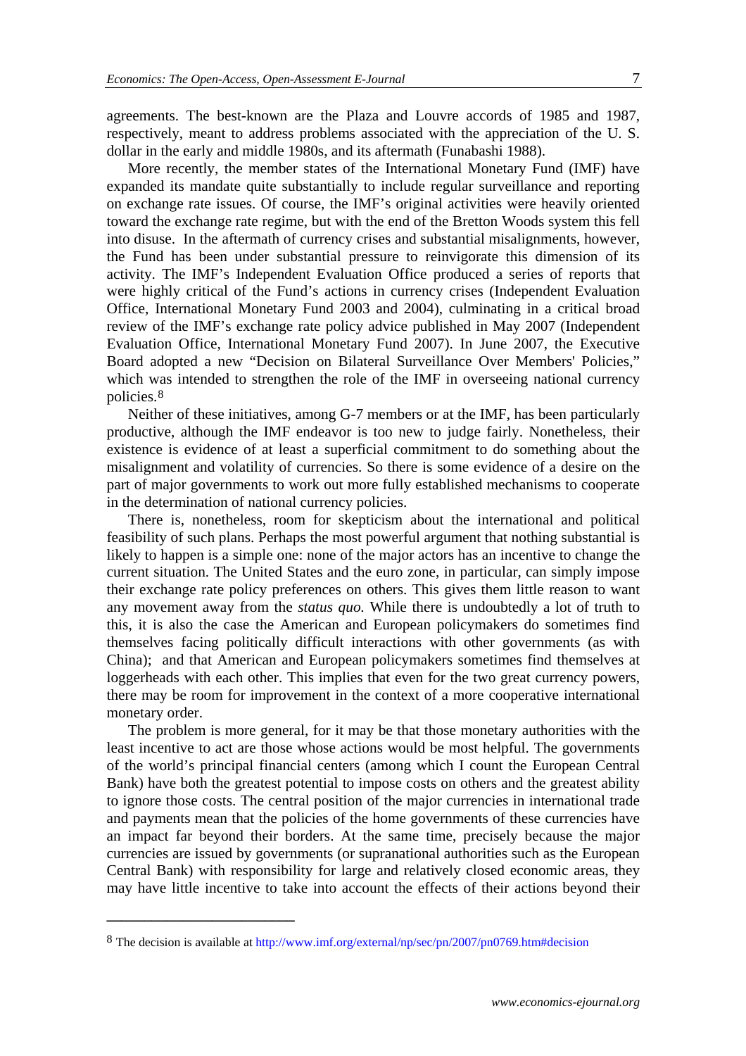agreements. The best-known are the Plaza and Louvre accords of 1985 and 1987, respectively, meant to address problems associated with the appreciation of the U. S. dollar in the early and middle 1980s, and its aftermath (Funabashi 1988).

More recently, the member states of the International Monetary Fund (IMF) have expanded its mandate quite substantially to include regular surveillance and reporting on exchange rate issues. Of course, the IMF's original activities were heavily oriented toward the exchange rate regime, but with the end of the Bretton Woods system this fell into disuse. In the aftermath of currency crises and substantial misalignments, however, the Fund has been under substantial pressure to reinvigorate this dimension of its activity. The IMF's Independent Evaluation Office produced a series of reports that were highly critical of the Fund's actions in currency crises (Independent Evaluation Office, International Monetary Fund 2003 and 2004), culminating in a critical broad review of the IMF's exchange rate policy advice published in May 2007 (Independent Evaluation Office, International Monetary Fund 2007). In June 2007, the Executive Board adopted a new "Decision on Bilateral Surveillance Over Members' Policies," which was intended to strengthen the role of the IMF in overseeing national currency policies.[8]

Neither of these initiatives, among G-7 members or at the IMF, has been particularly productive, although the IMF endeavor is too new to judge fairly. Nonetheless, their existence is evidence of at least a superficial commitment to do something about the misalignment and volatility of currencies. So there is some evidence of a desire on the part of major governments to work out more fully established mechanisms to cooperate in the determination of national currency policies.

There is, nonetheless, room for skepticism about the international and political feasibility of such plans. Perhaps the most powerful argument that nothing substantial is likely to happen is a simple one: none of the major actors has an incentive to change the current situation. The United States and the euro zone, in particular, can simply impose their exchange rate policy preferences on others. This gives them little reason to want any movement away from the *status quo.* While there is undoubtedly a lot of truth to this, it is also the case the American and European policymakers do sometimes find themselves facing politically difficult interactions with other governments (as with China); and that American and European policymakers sometimes find themselves at loggerheads with each other. This implies that even for the two great currency powers, there may be room for improvement in the context of a more cooperative international monetary order.

The problem is more general, for it may be that those monetary authorities with the least incentive to act are those whose actions would be most helpful. The governments of the world's principal financial centers (among which I count the European Central Bank) have both the greatest potential to impose costs on others and the greatest ability to ignore those costs. The central position of the major currencies in international trade and payments mean that the policies of the home governments of these currencies have an impact far beyond their borders. At the same time, precisely because the major currencies are issued by governments (or supranational authorities such as the European Central Bank) with responsibility for large and relatively closed economic areas, they may have little incentive to take into account the effects of their actions beyond their

---

[8] The decision is available at http://www.imf.org/external/np/sec/pn/2007/pn0769.htm#decision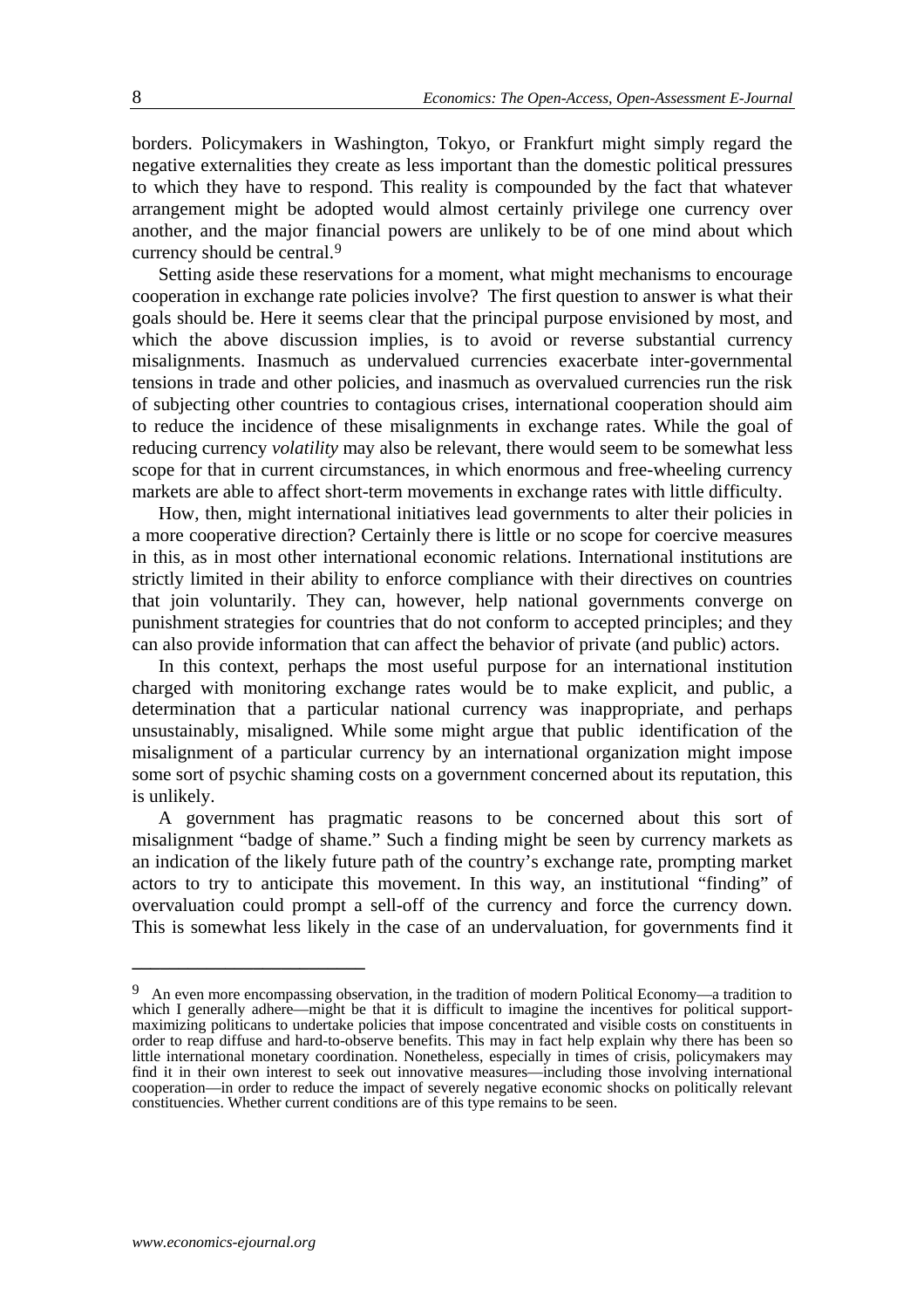borders. Policymakers in Washington, Tokyo, or Frankfurt might simply regard the negative externalities they create as less important than the domestic political pressures to which they have to respond. This reality is compounded by the fact that whatever arrangement might be adopted would almost certainly privilege one currency over another, and the major financial powers are unlikely to be of one mind about which currency should be central.[9]

Setting aside these reservations for a moment, what might mechanisms to encourage cooperation in exchange rate policies involve? The first question to answer is what their goals should be. Here it seems clear that the principal purpose envisioned by most, and which the above discussion implies, is to avoid or reverse substantial currency misalignments. Inasmuch as undervalued currencies exacerbate inter-governmental tensions in trade and other policies, and inasmuch as overvalued currencies run the risk of subjecting other countries to contagious crises, international cooperation should aim to reduce the incidence of these misalignments in exchange rates. While the goal of reducing currency *volatility* may also be relevant, there would seem to be somewhat less scope for that in current circumstances, in which enormous and free-wheeling currency markets are able to affect short-term movements in exchange rates with little difficulty.

How, then, might international initiatives lead governments to alter their policies in a more cooperative direction? Certainly there is little or no scope for coercive measures in this, as in most other international economic relations. International institutions are strictly limited in their ability to enforce compliance with their directives on countries that join voluntarily. They can, however, help national governments converge on punishment strategies for countries that do not conform to accepted principles; and they can also provide information that can affect the behavior of private (and public) actors.

In this context, perhaps the most useful purpose for an international institution charged with monitoring exchange rates would be to make explicit, and public, a determination that a particular national currency was inappropriate, and perhaps unsustainably, misaligned. While some might argue that public identification of the misalignment of a particular currency by an international organization might impose some sort of psychic shaming costs on a government concerned about its reputation, this is unlikely.

A government has pragmatic reasons to be concerned about this sort of misalignment "badge of shame." Such a finding might be seen by currency markets as an indication of the likely future path of the country's exchange rate, prompting market actors to try to anticipate this movement. In this way, an institutional "finding" of overvaluation could prompt a sell-off of the currency and force the currency down. This is somewhat less likely in the case of an undervaluation, for governments find it

---

[9] An even more encompassing observation, in the tradition of modern Political Economy—a tradition to which I generally adhere—might be that it is difficult to imagine the incentives for political support-maximizing politicans to undertake policies that impose concentrated and visible costs on constituents in order to reap diffuse and hard-to-observe benefits. This may in fact help explain why there has been so little international monetary coordination. Nonetheless, especially in times of crisis, policymakers may find it in their own interest to seek out innovative measures—including those involving international cooperation—in order to reduce the impact of severely negative economic shocks on politically relevant constituencies. Whether current conditions are of this type remains to be seen.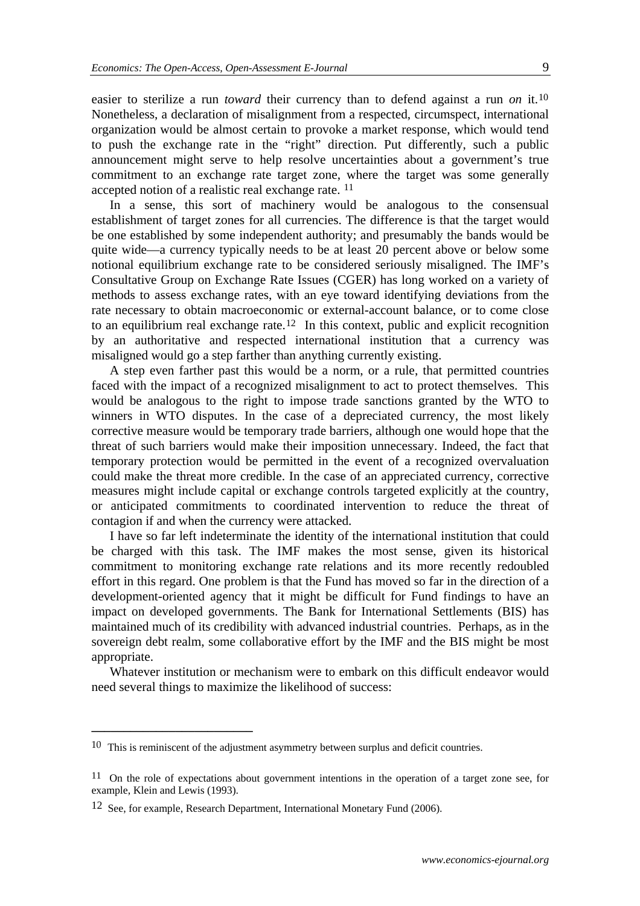easier to sterilize a run *toward* their currency than to defend against a run *on* it.[10] Nonetheless, a declaration of misalignment from a respected, circumspect, international organization would be almost certain to provoke a market response, which would tend to push the exchange rate in the "right" direction. Put differently, such a public announcement might serve to help resolve uncertainties about a government's true commitment to an exchange rate target zone, where the target was some generally accepted notion of a realistic real exchange rate. [11]

In a sense, this sort of machinery would be analogous to the consensual establishment of target zones for all currencies. The difference is that the target would be one established by some independent authority; and presumably the bands would be quite wide—a currency typically needs to be at least 20 percent above or below some notional equilibrium exchange rate to be considered seriously misaligned. The IMF's Consultative Group on Exchange Rate Issues (CGER) has long worked on a variety of methods to assess exchange rates, with an eye toward identifying deviations from the rate necessary to obtain macroeconomic or external-account balance, or to come close to an equilibrium real exchange rate.[12] In this context, public and explicit recognition by an authoritative and respected international institution that a currency was misaligned would go a step farther than anything currently existing.

A step even farther past this would be a norm, or a rule, that permitted countries faced with the impact of a recognized misalignment to act to protect themselves. This would be analogous to the right to impose trade sanctions granted by the WTO to winners in WTO disputes. In the case of a depreciated currency, the most likely corrective measure would be temporary trade barriers, although one would hope that the threat of such barriers would make their imposition unnecessary. Indeed, the fact that temporary protection would be permitted in the event of a recognized overvaluation could make the threat more credible. In the case of an appreciated currency, corrective measures might include capital or exchange controls targeted explicitly at the country, or anticipated commitments to coordinated intervention to reduce the threat of contagion if and when the currency were attacked.

I have so far left indeterminate the identity of the international institution that could be charged with this task. The IMF makes the most sense, given its historical commitment to monitoring exchange rate relations and its more recently redoubled effort in this regard. One problem is that the Fund has moved so far in the direction of a development-oriented agency that it might be difficult for Fund findings to have an impact on developed governments. The Bank for International Settlements (BIS) has maintained much of its credibility with advanced industrial countries. Perhaps, as in the sovereign debt realm, some collaborative effort by the IMF and the BIS might be most appropriate.

Whatever institution or mechanism were to embark on this difficult endeavor would need several things to maximize the likelihood of success:

---

[10] This is reminiscent of the adjustment asymmetry between surplus and deficit countries.

[11] On the role of expectations about government intentions in the operation of a target zone see, for example, Klein and Lewis (1993).

[12] See, for example, Research Department, International Monetary Fund (2006).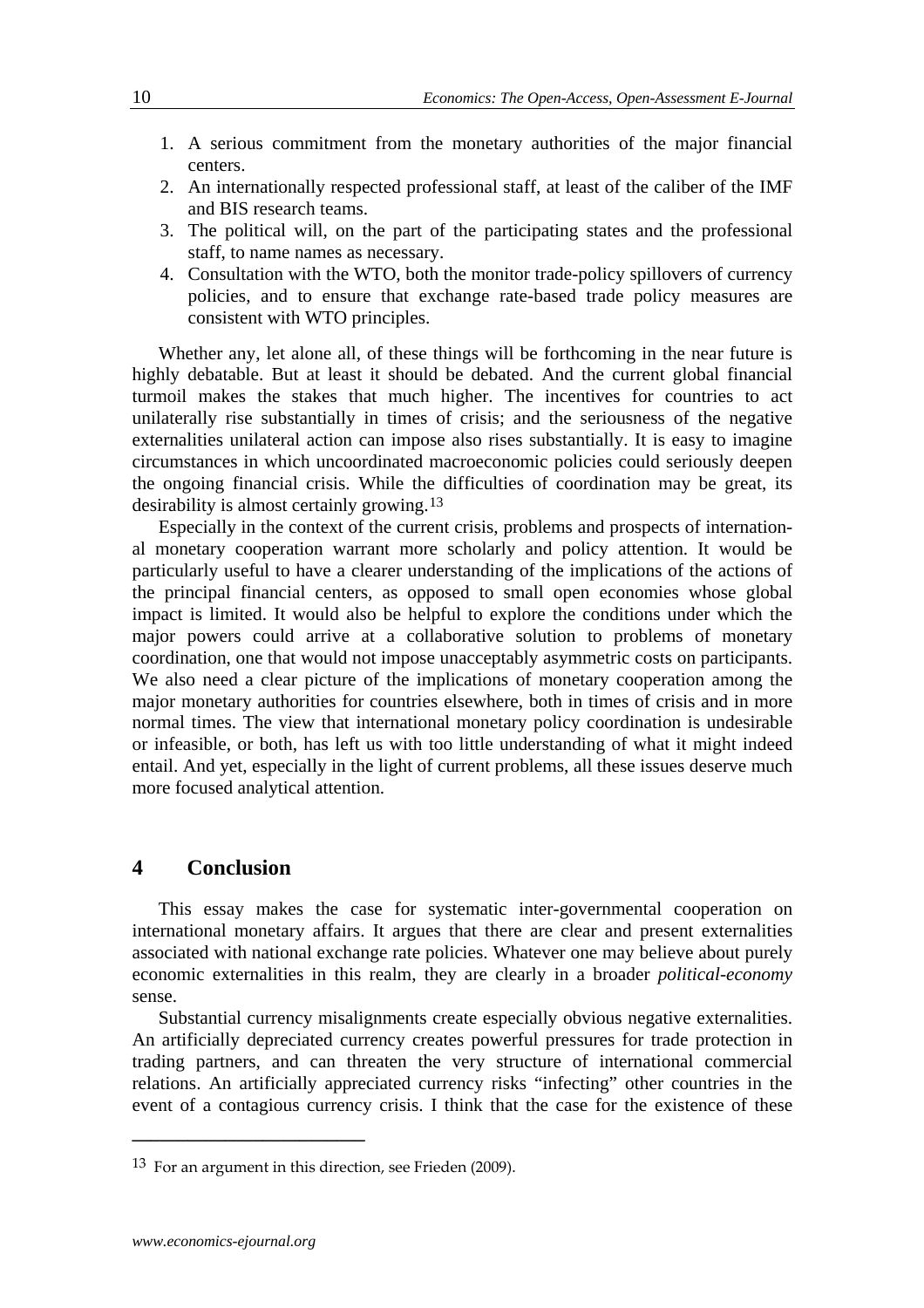1. A serious commitment from the monetary authorities of the major financial centers.
2. An internationally respected professional staff, at least of the caliber of the IMF and BIS research teams.
3. The political will, on the part of the participating states and the professional staff, to name names as necessary.
4. Consultation with the WTO, both the monitor trade-policy spillovers of currency policies, and to ensure that exchange rate-based trade policy measures are consistent with WTO principles.

Whether any, let alone all, of these things will be forthcoming in the near future is highly debatable. But at least it should be debated. And the current global financial turmoil makes the stakes that much higher. The incentives for countries to act unilaterally rise substantially in times of crisis; and the seriousness of the negative externalities unilateral action can impose also rises substantially. It is easy to imagine circumstances in which uncoordinated macroeconomic policies could seriously deepen the ongoing financial crisis. While the difficulties of coordination may be great, its desirability is almost certainly growing.[13]

Especially in the context of the current crisis, problems and prospects of international monetary cooperation warrant more scholarly and policy attention. It would be particularly useful to have a clearer understanding of the implications of the actions of the principal financial centers, as opposed to small open economies whose global impact is limited. It would also be helpful to explore the conditions under which the major powers could arrive at a collaborative solution to problems of monetary coordination, one that would not impose unacceptably asymmetric costs on participants. We also need a clear picture of the implications of monetary cooperation among the major monetary authorities for countries elsewhere, both in times of crisis and in more normal times. The view that international monetary policy coordination is undesirable or infeasible, or both, has left us with too little understanding of what it might indeed entail. And yet, especially in the light of current problems, all these issues deserve much more focused analytical attention.

## 4 Conclusion

This essay makes the case for systematic inter-governmental cooperation on international monetary affairs. It argues that there are clear and present externalities associated with national exchange rate policies. Whatever one may believe about purely economic externalities in this realm, they are clearly in a broader *political-economy* sense.

Substantial currency misalignments create especially obvious negative externalities. An artificially depreciated currency creates powerful pressures for trade protection in trading partners, and can threaten the very structure of international commercial relations. An artificially appreciated currency risks "infecting" other countries in the event of a contagious currency crisis. I think that the case for the existence of these

[13] For an argument in this direction, see Frieden (2009).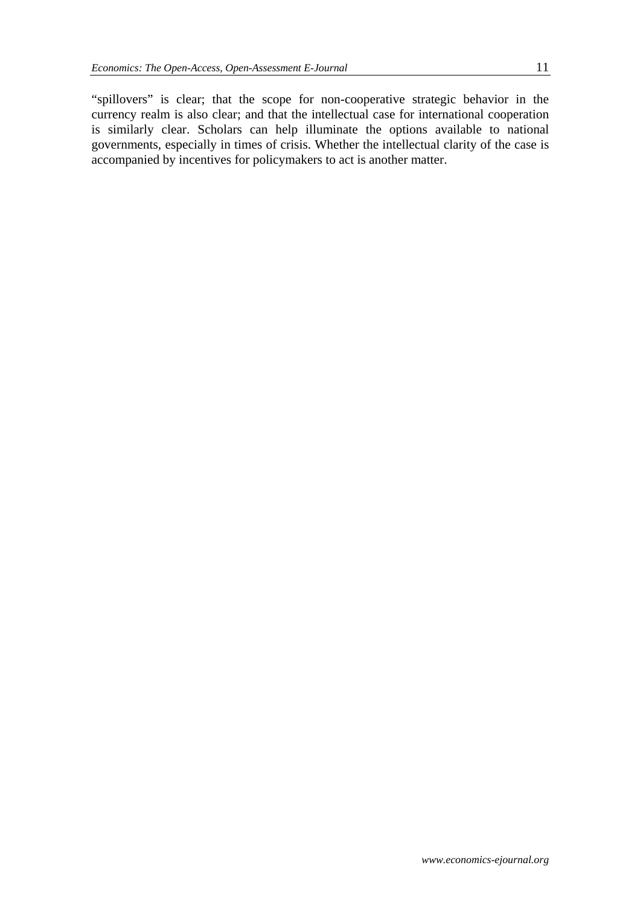"spillovers" is clear; that the scope for non-cooperative strategic behavior in the currency realm is also clear; and that the intellectual case for international cooperation is similarly clear. Scholars can help illuminate the options available to national governments, especially in times of crisis. Whether the intellectual clarity of the case is accompanied by incentives for policymakers to act is another matter.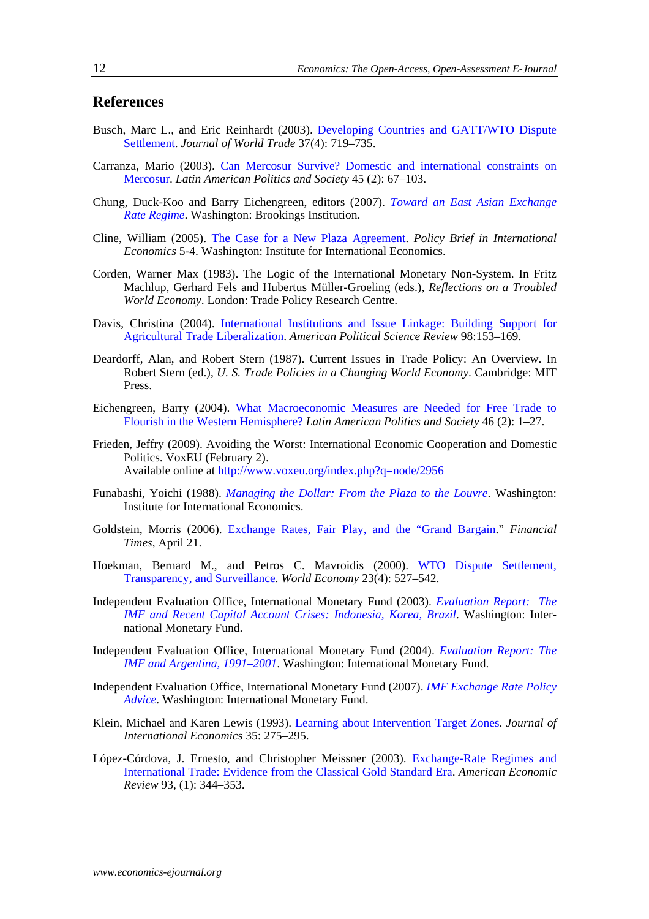## References

Busch, Marc L., and Eric Reinhardt (2003). Developing Countries and GATT/WTO Dispute Settlement. *Journal of World Trade* 37(4): 719–735.

Carranza, Mario (2003). Can Mercosur Survive? Domestic and international constraints on Mercosur. *Latin American Politics and Society* 45 (2): 67–103.

Chung, Duck-Koo and Barry Eichengreen, editors (2007). *Toward an East Asian Exchange Rate Regime*. Washington: Brookings Institution.

Cline, William (2005). The Case for a New Plaza Agreement. *Policy Brief in International Economics* 5-4. Washington: Institute for International Economics.

Corden, Warner Max (1983). The Logic of the International Monetary Non-System. In Fritz Machlup, Gerhard Fels and Hubertus Müller-Groeling (eds.), *Reflections on a Troubled World Economy*. London: Trade Policy Research Centre.

Davis, Christina (2004). International Institutions and Issue Linkage: Building Support for Agricultural Trade Liberalization. *American Political Science Review* 98:153–169.

Deardorff, Alan, and Robert Stern (1987). Current Issues in Trade Policy: An Overview. In Robert Stern (ed.), *U. S. Trade Policies in a Changing World Economy*. Cambridge: MIT Press.

Eichengreen, Barry (2004). What Macroeconomic Measures are Needed for Free Trade to Flourish in the Western Hemisphere? *Latin American Politics and Society* 46 (2): 1–27.

Frieden, Jeffry (2009). Avoiding the Worst: International Economic Cooperation and Domestic Politics. VoxEU (February 2). Available online at http://www.voxeu.org/index.php?q=node/2956

Funabashi, Yoichi (1988). *Managing the Dollar: From the Plaza to the Louvre*. Washington: Institute for International Economics.

Goldstein, Morris (2006). Exchange Rates, Fair Play, and the "Grand Bargain." *Financial Times*, April 21.

Hoekman, Bernard M., and Petros C. Mavroidis (2000). WTO Dispute Settlement, Transparency, and Surveillance. *World Economy* 23(4): 527–542.

Independent Evaluation Office, International Monetary Fund (2003). *Evaluation Report: The IMF and Recent Capital Account Crises: Indonesia, Korea, Brazil*. Washington: International Monetary Fund.

Independent Evaluation Office, International Monetary Fund (2004). *Evaluation Report: The IMF and Argentina, 1991–2001*. Washington: International Monetary Fund.

Independent Evaluation Office, International Monetary Fund (2007). *IMF Exchange Rate Policy Advice*. Washington: International Monetary Fund.

Klein, Michael and Karen Lewis (1993). Learning about Intervention Target Zones. *Journal of International Economics* 35: 275–295.

López-Córdova, J. Ernesto, and Christopher Meissner (2003). Exchange-Rate Regimes and International Trade: Evidence from the Classical Gold Standard Era. *American Economic Review* 93, (1): 344–353.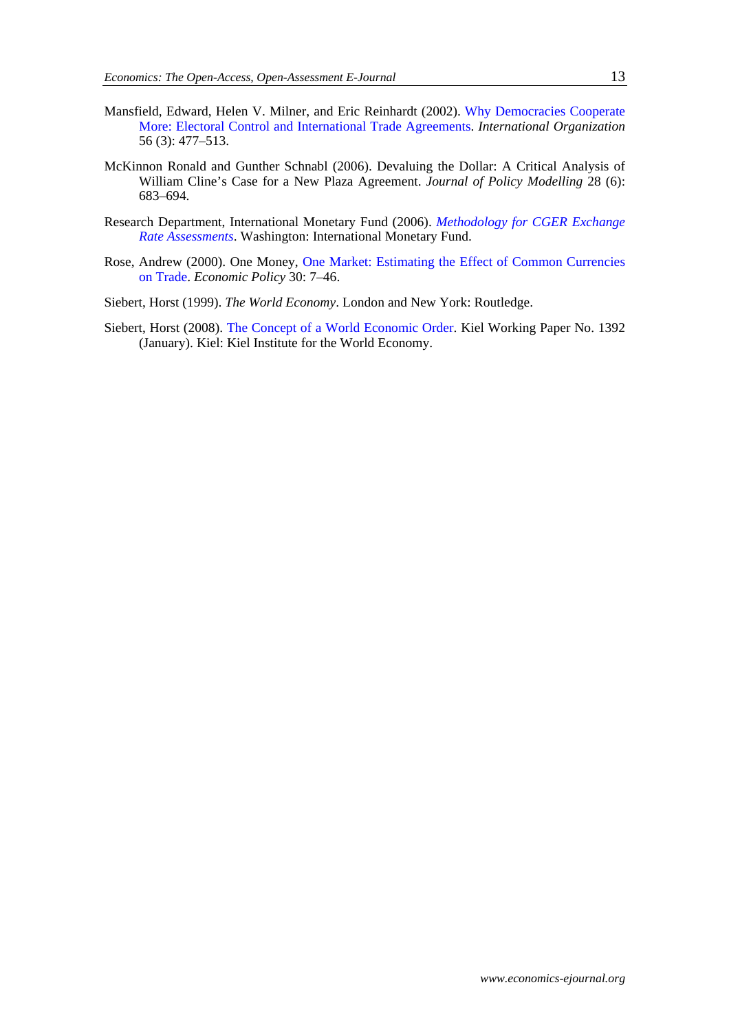Mansfield, Edward, Helen V. Milner, and Eric Reinhardt (2002). Why Democracies Cooperate More: Electoral Control and International Trade Agreements. *International Organization* 56 (3): 477–513.

McKinnon Ronald and Gunther Schnabl (2006). Devaluing the Dollar: A Critical Analysis of William Cline's Case for a New Plaza Agreement. *Journal of Policy Modelling* 28 (6): 683–694.

Research Department, International Monetary Fund (2006). *Methodology for CGER Exchange Rate Assessments*. Washington: International Monetary Fund.

Rose, Andrew (2000). One Money, One Market: Estimating the Effect of Common Currencies on Trade. *Economic Policy* 30: 7–46.

Siebert, Horst (1999). *The World Economy*. London and New York: Routledge.

Siebert, Horst (2008). The Concept of a World Economic Order. Kiel Working Paper No. 1392 (January). Kiel: Kiel Institute for the World Economy.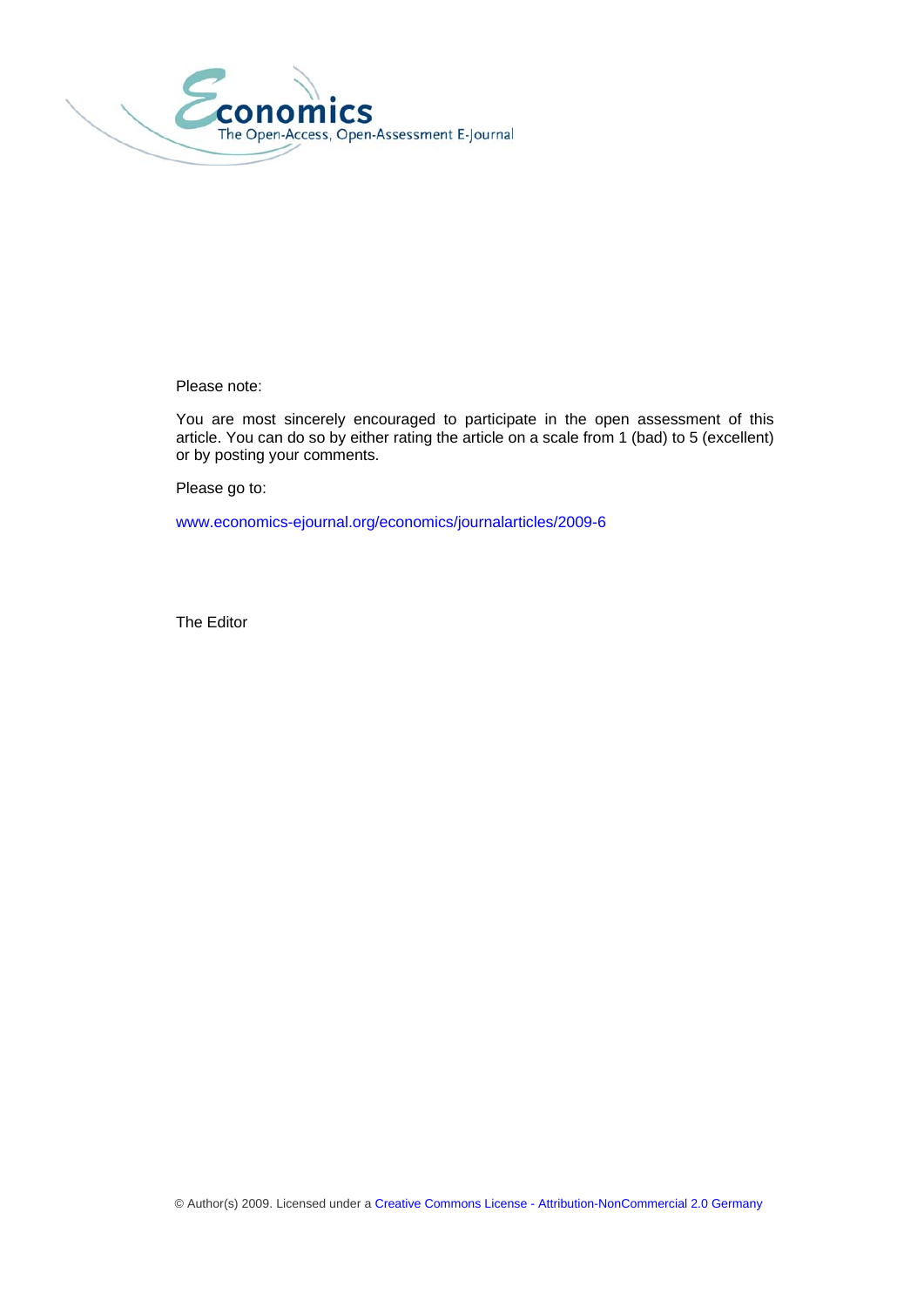Please note:

You are most sincerely encouraged to participate in the open assessment of this article. You can do so by either rating the article on a scale from 1 (bad) to 5 (excellent) or by posting your comments.

Please go to:

www.economics-ejournal.org/economics/journalarticles/2009-6

The Editor

© Author(s) 2009. Licensed under a Creative Commons License - Attribution-NonCommercial 2.0 Germany